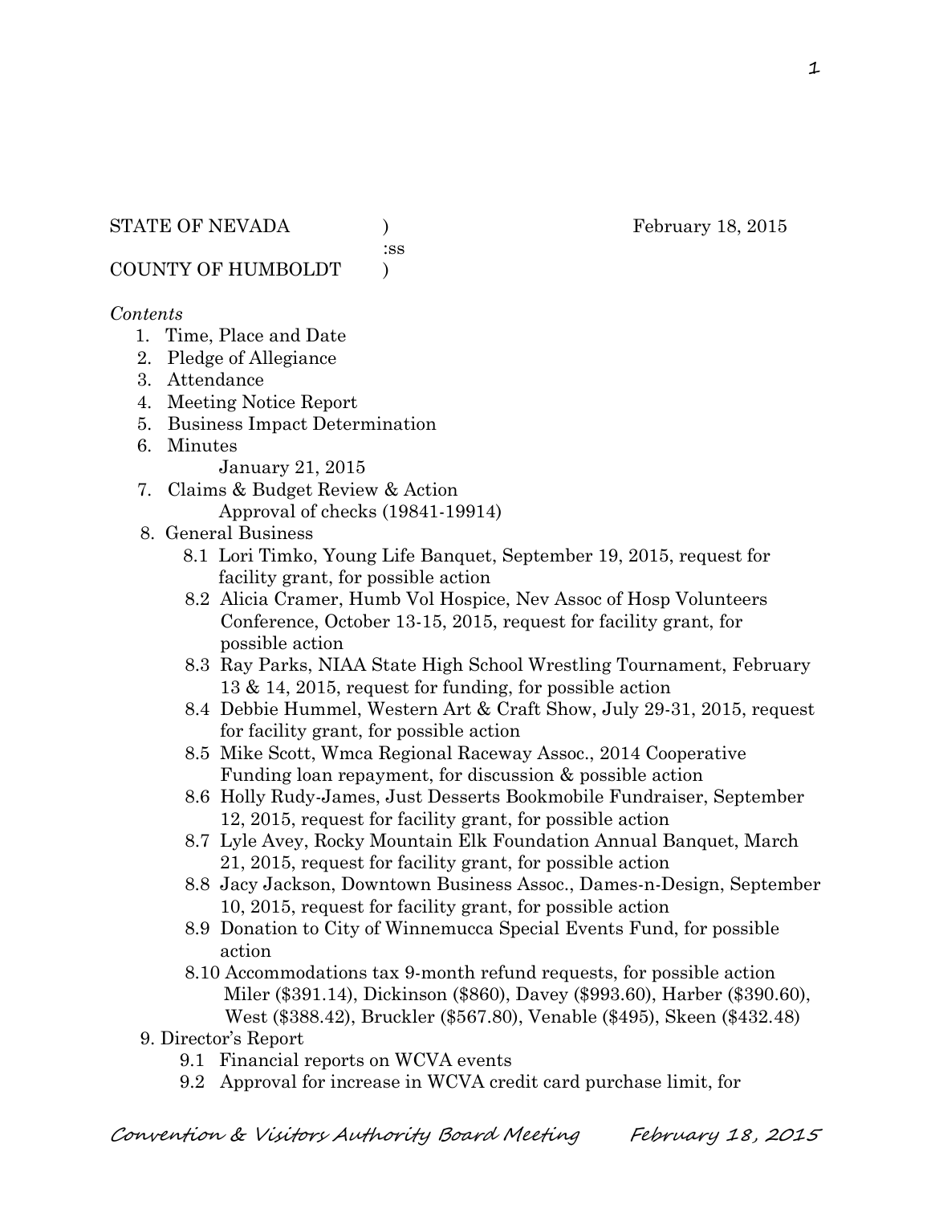STATE OF NEVADA ) February 18, 2015
:ss
COUNTY OF HUMBOLDT )

*Contents*

1. Time, Place and Date
2. Pledge of Allegiance
3. Attendance
4. Meeting Notice Report
5. Business Impact Determination
6. Minutes
   January 21, 2015
7. Claims & Budget Review & Action
   Approval of checks (19841-19914)
8. General Business
   - 8.1 Lori Timko, Young Life Banquet, September 19, 2015, request for facility grant, for possible action
   - 8.2 Alicia Cramer, Humb Vol Hospice, Nev Assoc of Hosp Volunteers Conference, October 13-15, 2015, request for facility grant, for possible action
   - 8.3 Ray Parks, NIAA State High School Wrestling Tournament, February 13 & 14, 2015, request for funding, for possible action
   - 8.4 Debbie Hummel, Western Art & Craft Show, July 29-31, 2015, request for facility grant, for possible action
   - 8.5 Mike Scott, Wmca Regional Raceway Assoc., 2014 Cooperative Funding loan repayment, for discussion & possible action
   - 8.6 Holly Rudy-James, Just Desserts Bookmobile Fundraiser, September 12, 2015, request for facility grant, for possible action
   - 8.7 Lyle Avey, Rocky Mountain Elk Foundation Annual Banquet, March 21, 2015, request for facility grant, for possible action
   - 8.8 Jacy Jackson, Downtown Business Assoc., Dames-n-Design, September 10, 2015, request for facility grant, for possible action
   - 8.9 Donation to City of Winnemucca Special Events Fund, for possible action
   - 8.10 Accommodations tax 9-month refund requests, for possible action
     Miler ($391.14), Dickinson ($860), Davey ($993.60), Harber ($390.60), West ($388.42), Bruckler ($567.80), Venable ($495), Skeen ($432.48)
9. Director's Report
   - 9.1 Financial reports on WCVA events
   - 9.2 Approval for increase in WCVA credit card purchase limit, for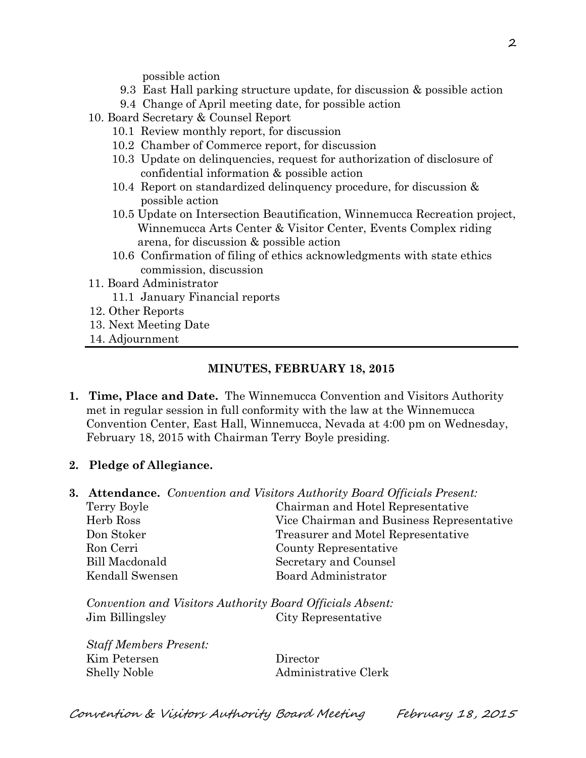possible action

- 9.3 East Hall parking structure update, for discussion & possible action
- 9.4 Change of April meeting date, for possible action

10. Board Secretary & Counsel Report
    - 10.1 Review monthly report, for discussion
    - 10.2 Chamber of Commerce report, for discussion
    - 10.3 Update on delinquencies, request for authorization of disclosure of confidential information & possible action
    - 10.4 Report on standardized delinquency procedure, for discussion & possible action
    - 10.5 Update on Intersection Beautification, Winnemucca Recreation project, Winnemucca Arts Center & Visitor Center, Events Complex riding arena, for discussion & possible action
    - 10.6 Confirmation of filing of ethics acknowledgments with state ethics commission, discussion
11. Board Administrator
    - 11.1 January Financial reports
12. Other Reports
13. Next Meeting Date
14. Adjournment

---

## MINUTES, FEBRUARY 18, 2015

1. **Time, Place and Date.** The Winnemucca Convention and Visitors Authority met in regular session in full conformity with the law at the Winnemucca Convention Center, East Hall, Winnemucca, Nevada at 4:00 pm on Wednesday, February 18, 2015 with Chairman Terry Boyle presiding.

2. **Pledge of Allegiance.**

3. **Attendance.** *Convention and Visitors Authority Board Officials Present:*

| | |
|---|---|
| Terry Boyle | Chairman and Hotel Representative |
| Herb Ross | Vice Chairman and Business Representative |
| Don Stoker | Treasurer and Motel Representative |
| Ron Cerri | County Representative |
| Bill Macdonald | Secretary and Counsel |
| Kendall Swensen | Board Administrator |

*Convention and Visitors Authority Board Officials Absent:*

| | |
|---|---|
| Jim Billingsley | City Representative |

*Staff Members Present:*

| | |
|---|---|
| Kim Petersen | Director |
| Shelly Noble | Administrative Clerk |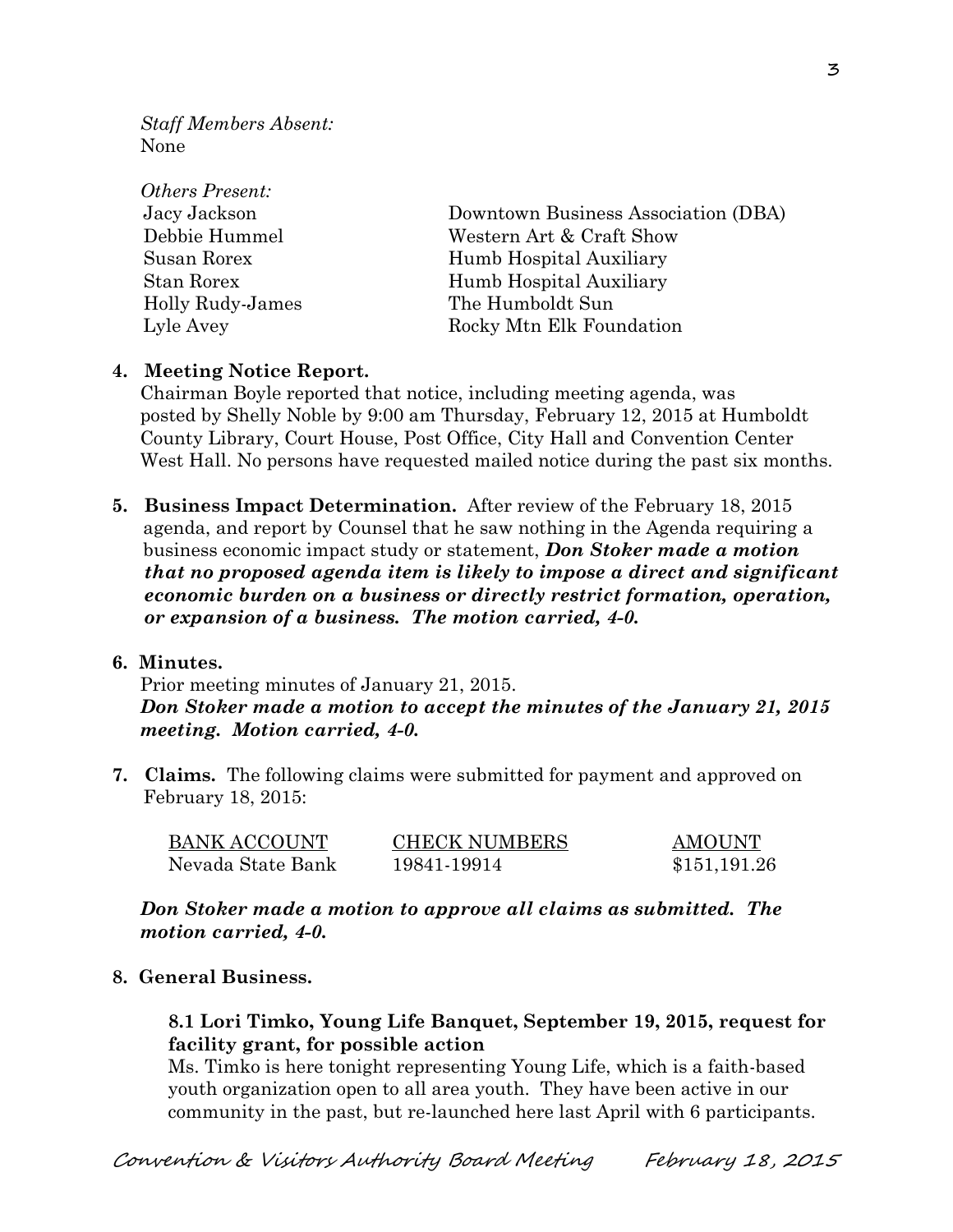*Staff Members Absent:*
None

*Others Present:*

| | |
|---|---|
| Jacy Jackson | Downtown Business Association (DBA) |
| Debbie Hummel | Western Art & Craft Show |
| Susan Rorex | Humb Hospital Auxiliary |
| Stan Rorex | Humb Hospital Auxiliary |
| Holly Rudy-James | The Humboldt Sun |
| Lyle Avey | Rocky Mtn Elk Foundation |

**4. Meeting Notice Report.**
Chairman Boyle reported that notice, including meeting agenda, was posted by Shelly Noble by 9:00 am Thursday, February 12, 2015 at Humboldt County Library, Court House, Post Office, City Hall and Convention Center West Hall. No persons have requested mailed notice during the past six months.

**5. Business Impact Determination.** After review of the February 18, 2015 agenda, and report by Counsel that he saw nothing in the Agenda requiring a business economic impact study or statement, ***Don Stoker made a motion that no proposed agenda item is likely to impose a direct and significant economic burden on a business or directly restrict formation, operation, or expansion of a business. The motion carried, 4-0.***

**6. Minutes.**
Prior meeting minutes of January 21, 2015.
***Don Stoker made a motion to accept the minutes of the January 21, 2015 meeting. Motion carried, 4-0.***

**7. Claims.** The following claims were submitted for payment and approved on February 18, 2015:

| BANK ACCOUNT | CHECK NUMBERS | AMOUNT |
|---|---|---|
| Nevada State Bank | 19841-19914 | $151,191.26 |

***Don Stoker made a motion to approve all claims as submitted. The motion carried, 4-0.***

**8. General Business.**

**8.1 Lori Timko, Young Life Banquet, September 19, 2015, request for facility grant, for possible action**
Ms. Timko is here tonight representing Young Life, which is a faith-based youth organization open to all area youth. They have been active in our community in the past, but re-launched here last April with 6 participants.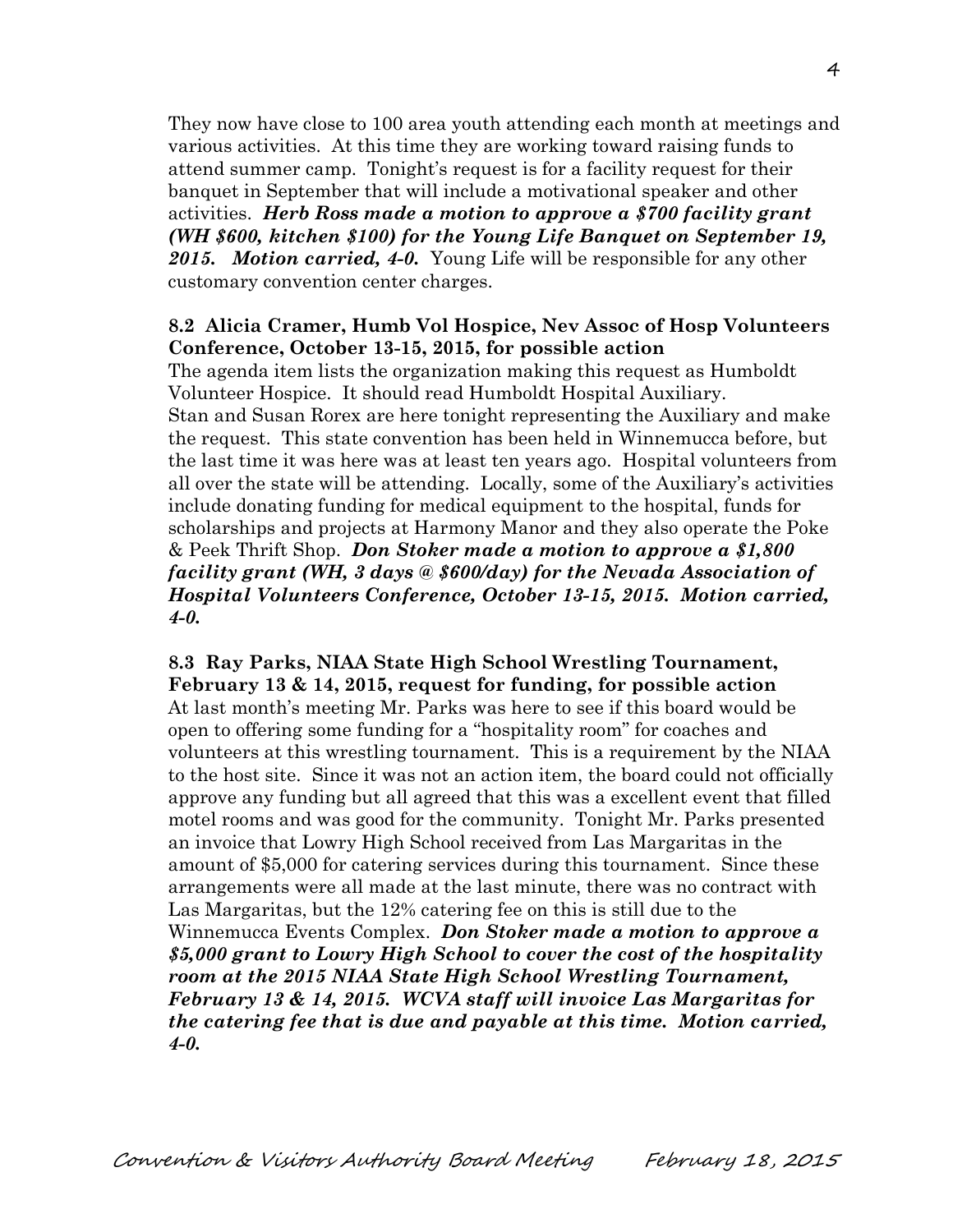They now have close to 100 area youth attending each month at meetings and various activities. At this time they are working toward raising funds to attend summer camp. Tonight's request is for a facility request for their banquet in September that will include a motivational speaker and other activities. ***Herb Ross made a motion to approve a $700 facility grant (WH $600, kitchen $100) for the Young Life Banquet on September 19, 2015. Motion carried, 4-0.*** Young Life will be responsible for any other customary convention center charges.

**8.2 Alicia Cramer, Humb Vol Hospice, Nev Assoc of Hosp Volunteers Conference, October 13-15, 2015, for possible action**

The agenda item lists the organization making this request as Humboldt Volunteer Hospice. It should read Humboldt Hospital Auxiliary.
Stan and Susan Rorex are here tonight representing the Auxiliary and make the request. This state convention has been held in Winnemucca before, but the last time it was here was at least ten years ago. Hospital volunteers from all over the state will be attending. Locally, some of the Auxiliary's activities include donating funding for medical equipment to the hospital, funds for scholarships and projects at Harmony Manor and they also operate the Poke & Peek Thrift Shop. ***Don Stoker made a motion to approve a $1,800 facility grant (WH, 3 days @ $600/day) for the Nevada Association of Hospital Volunteers Conference, October 13-15, 2015. Motion carried, 4-0.***

**8.3 Ray Parks, NIAA State High School Wrestling Tournament, February 13 & 14, 2015, request for funding, for possible action**

At last month's meeting Mr. Parks was here to see if this board would be open to offering some funding for a "hospitality room" for coaches and volunteers at this wrestling tournament. This is a requirement by the NIAA to the host site. Since it was not an action item, the board could not officially approve any funding but all agreed that this was a excellent event that filled motel rooms and was good for the community. Tonight Mr. Parks presented an invoice that Lowry High School received from Las Margaritas in the amount of $5,000 for catering services during this tournament. Since these arrangements were all made at the last minute, there was no contract with Las Margaritas, but the 12% catering fee on this is still due to the Winnemucca Events Complex. ***Don Stoker made a motion to approve a $5,000 grant to Lowry High School to cover the cost of the hospitality room at the 2015 NIAA State High School Wrestling Tournament, February 13 & 14, 2015. WCVA staff will invoice Las Margaritas for the catering fee that is due and payable at this time. Motion carried, 4-0.***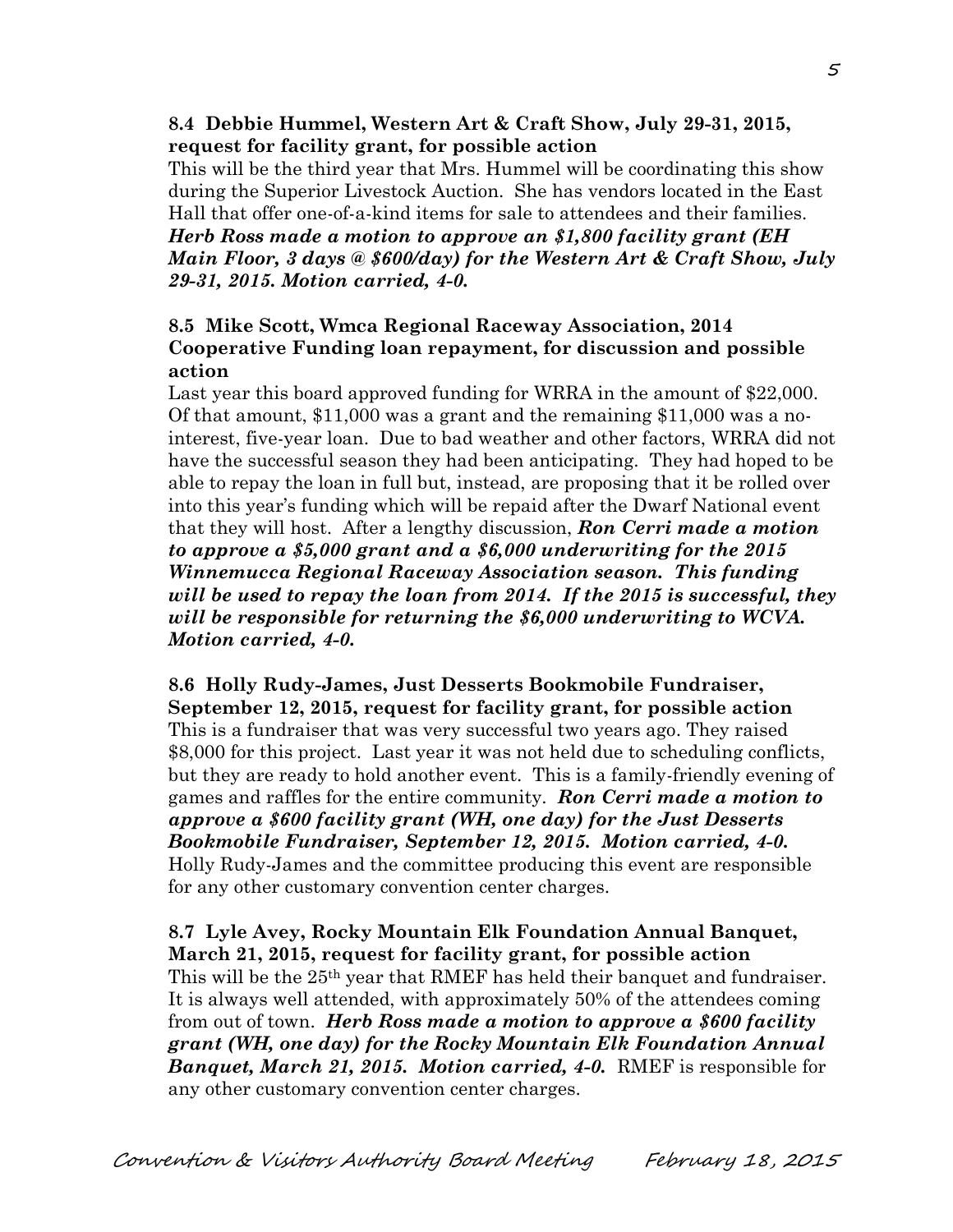**8.4 Debbie Hummel, Western Art & Craft Show, July 29-31, 2015, request for facility grant, for possible action**

This will be the third year that Mrs. Hummel will be coordinating this show during the Superior Livestock Auction. She has vendors located in the East Hall that offer one-of-a-kind items for sale to attendees and their families. ***Herb Ross made a motion to approve an $1,800 facility grant (EH Main Floor, 3 days @ $600/day) for the Western Art & Craft Show, July 29-31, 2015. Motion carried, 4-0.***

**8.5 Mike Scott, Wmca Regional Raceway Association, 2014 Cooperative Funding loan repayment, for discussion and possible action**

Last year this board approved funding for WRRA in the amount of $22,000. Of that amount, $11,000 was a grant and the remaining $11,000 was a no-interest, five-year loan. Due to bad weather and other factors, WRRA did not have the successful season they had been anticipating. They had hoped to be able to repay the loan in full but, instead, are proposing that it be rolled over into this year's funding which will be repaid after the Dwarf National event that they will host. After a lengthy discussion, ***Ron Cerri made a motion to approve a $5,000 grant and a $6,000 underwriting for the 2015 Winnemucca Regional Raceway Association season. This funding will be used to repay the loan from 2014. If the 2015 is successful, they will be responsible for returning the $6,000 underwriting to WCVA. Motion carried, 4-0.***

**8.6 Holly Rudy-James, Just Desserts Bookmobile Fundraiser, September 12, 2015, request for facility grant, for possible action**

This is a fundraiser that was very successful two years ago. They raised $8,000 for this project. Last year it was not held due to scheduling conflicts, but they are ready to hold another event. This is a family-friendly evening of games and raffles for the entire community. ***Ron Cerri made a motion to approve a $600 facility grant (WH, one day) for the Just Desserts Bookmobile Fundraiser, September 12, 2015. Motion carried, 4-0.*** Holly Rudy-James and the committee producing this event are responsible for any other customary convention center charges.

**8.7 Lyle Avey, Rocky Mountain Elk Foundation Annual Banquet, March 21, 2015, request for facility grant, for possible action**

This will be the 25th year that RMEF has held their banquet and fundraiser. It is always well attended, with approximately 50% of the attendees coming from out of town. ***Herb Ross made a motion to approve a $600 facility grant (WH, one day) for the Rocky Mountain Elk Foundation Annual Banquet, March 21, 2015. Motion carried, 4-0.*** RMEF is responsible for any other customary convention center charges.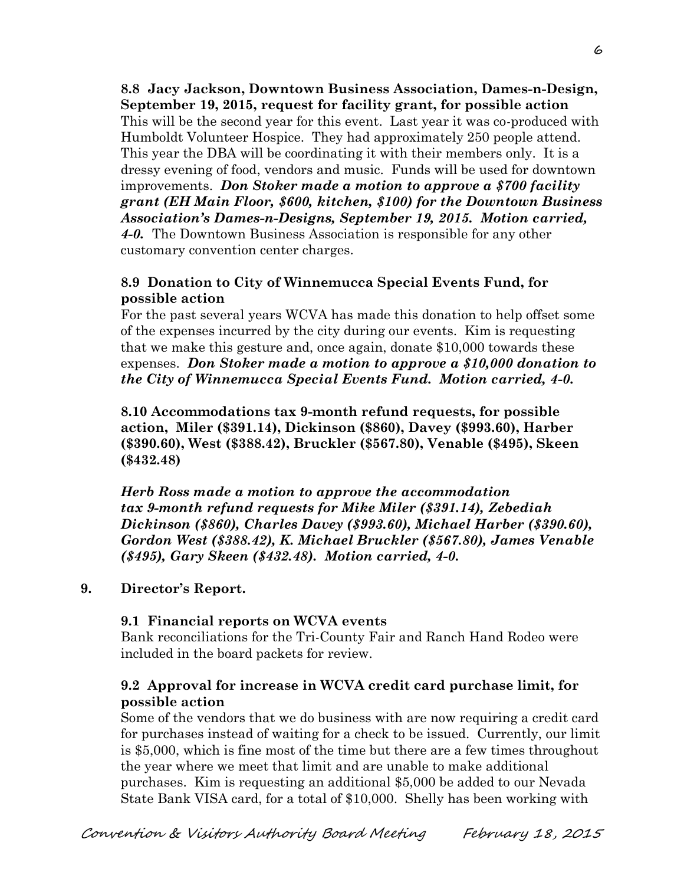**8.8 Jacy Jackson, Downtown Business Association, Dames-n-Design, September 19, 2015, request for facility grant, for possible action**
This will be the second year for this event. Last year it was co-produced with Humboldt Volunteer Hospice. They had approximately 250 people attend. This year the DBA will be coordinating it with their members only. It is a dressy evening of food, vendors and music. Funds will be used for downtown improvements. ***Don Stoker made a motion to approve a $700 facility grant (EH Main Floor, $600, kitchen, $100) for the Downtown Business Association's Dames-n-Designs, September 19, 2015. Motion carried, 4-0.*** The Downtown Business Association is responsible for any other customary convention center charges.

**8.9 Donation to City of Winnemucca Special Events Fund, for possible action**
For the past several years WCVA has made this donation to help offset some of the expenses incurred by the city during our events. Kim is requesting that we make this gesture and, once again, donate $10,000 towards these expenses. ***Don Stoker made a motion to approve a $10,000 donation to the City of Winnemucca Special Events Fund. Motion carried, 4-0.***

**8.10 Accommodations tax 9-month refund requests, for possible action, Miler ($391.14), Dickinson ($860), Davey ($993.60), Harber ($390.60), West ($388.42), Bruckler ($567.80), Venable ($495), Skeen ($432.48)**

***Herb Ross made a motion to approve the accommodation tax 9-month refund requests for Mike Miler ($391.14), Zebediah Dickinson ($860), Charles Davey ($993.60), Michael Harber ($390.60), Gordon West ($388.42), K. Michael Bruckler ($567.80), James Venable ($495), Gary Skeen ($432.48). Motion carried, 4-0.***

**9. Director's Report.**

**9.1 Financial reports on WCVA events**
Bank reconciliations for the Tri-County Fair and Ranch Hand Rodeo were included in the board packets for review.

**9.2 Approval for increase in WCVA credit card purchase limit, for possible action**
Some of the vendors that we do business with are now requiring a credit card for purchases instead of waiting for a check to be issued. Currently, our limit is $5,000, which is fine most of the time but there are a few times throughout the year where we meet that limit and are unable to make additional purchases. Kim is requesting an additional $5,000 be added to our Nevada State Bank VISA card, for a total of $10,000. Shelly has been working with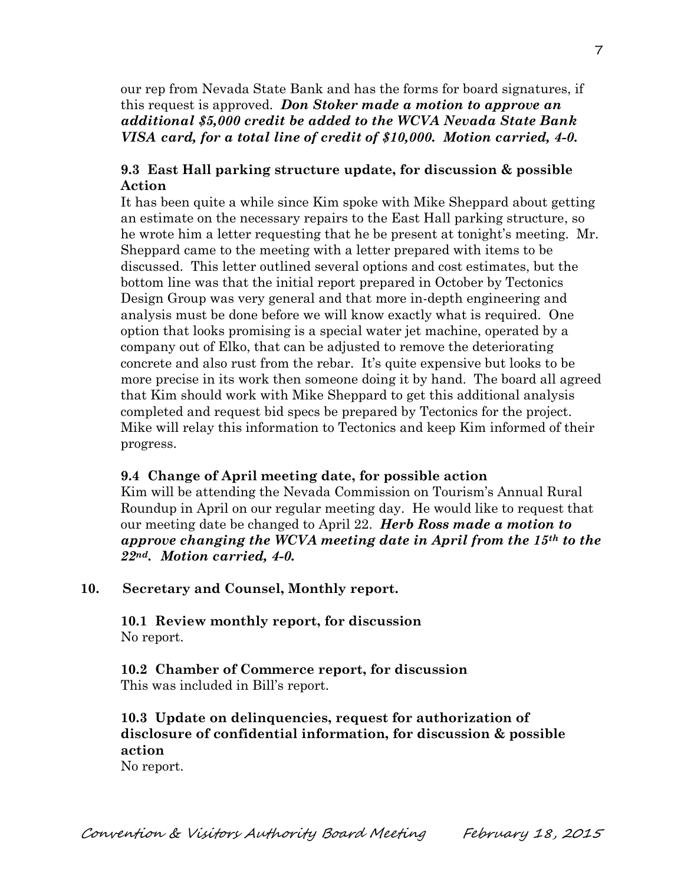our rep from Nevada State Bank and has the forms for board signatures, if this request is approved. ***Don Stoker made a motion to approve an additional $5,000 credit be added to the WCVA Nevada State Bank VISA card, for a total line of credit of $10,000. Motion carried, 4-0.***

**9.3 East Hall parking structure update, for discussion & possible Action**

It has been quite a while since Kim spoke with Mike Sheppard about getting an estimate on the necessary repairs to the East Hall parking structure, so he wrote him a letter requesting that he be present at tonight's meeting. Mr. Sheppard came to the meeting with a letter prepared with items to be discussed. This letter outlined several options and cost estimates, but the bottom line was that the initial report prepared in October by Tectonics Design Group was very general and that more in-depth engineering and analysis must be done before we will know exactly what is required. One option that looks promising is a special water jet machine, operated by a company out of Elko, that can be adjusted to remove the deteriorating concrete and also rust from the rebar. It's quite expensive but looks to be more precise in its work then someone doing it by hand. The board all agreed that Kim should work with Mike Sheppard to get this additional analysis completed and request bid specs be prepared by Tectonics for the project. Mike will relay this information to Tectonics and keep Kim informed of their progress.

**9.4 Change of April meeting date, for possible action**

Kim will be attending the Nevada Commission on Tourism's Annual Rural Roundup in April on our regular meeting day. He would like to request that our meeting date be changed to April 22. ***Herb Ross made a motion to approve changing the WCVA meeting date in April from the 15th to the 22nd. Motion carried, 4-0.***

**10. Secretary and Counsel, Monthly report.**

**10.1 Review monthly report, for discussion**

No report.

**10.2 Chamber of Commerce report, for discussion**

This was included in Bill's report.

**10.3 Update on delinquencies, request for authorization of disclosure of confidential information, for discussion & possible action**

No report.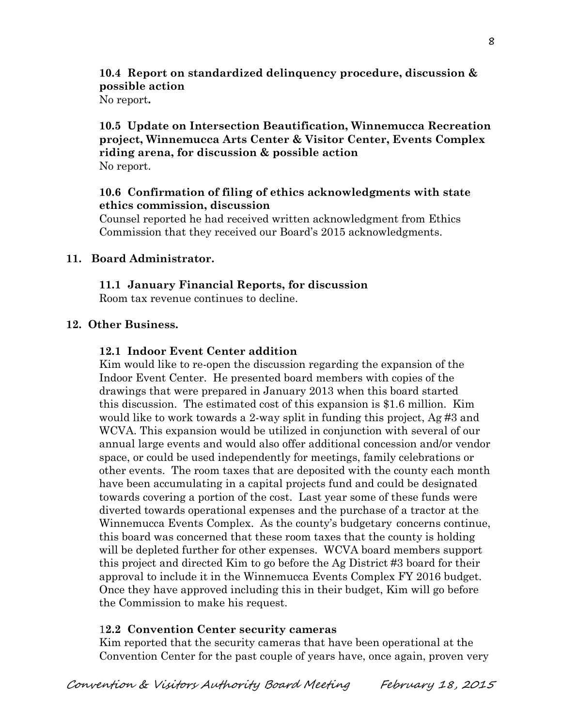**10.4 Report on standardized delinquency procedure, discussion & possible action**
No report**.**

**10.5 Update on Intersection Beautification, Winnemucca Recreation project, Winnemucca Arts Center & Visitor Center, Events Complex riding arena, for discussion & possible action**
No report.

**10.6 Confirmation of filing of ethics acknowledgments with state ethics commission, discussion**
Counsel reported he had received written acknowledgment from Ethics Commission that they received our Board's 2015 acknowledgments.

**11. Board Administrator.**

**11.1 January Financial Reports, for discussion**
Room tax revenue continues to decline.

**12. Other Business.**

**12.1 Indoor Event Center addition**
Kim would like to re-open the discussion regarding the expansion of the Indoor Event Center. He presented board members with copies of the drawings that were prepared in January 2013 when this board started this discussion. The estimated cost of this expansion is $1.6 million. Kim would like to work towards a 2-way split in funding this project, Ag #3 and WCVA. This expansion would be utilized in conjunction with several of our annual large events and would also offer additional concession and/or vendor space, or could be used independently for meetings, family celebrations or other events. The room taxes that are deposited with the county each month have been accumulating in a capital projects fund and could be designated towards covering a portion of the cost. Last year some of these funds were diverted towards operational expenses and the purchase of a tractor at the Winnemucca Events Complex. As the county's budgetary concerns continue, this board was concerned that these room taxes that the county is holding will be depleted further for other expenses. WCVA board members support this project and directed Kim to go before the Ag District #3 board for their approval to include it in the Winnemucca Events Complex FY 2016 budget. Once they have approved including this in their budget, Kim will go before the Commission to make his request.

**12.2 Convention Center security cameras**
Kim reported that the security cameras that have been operational at the Convention Center for the past couple of years have, once again, proven very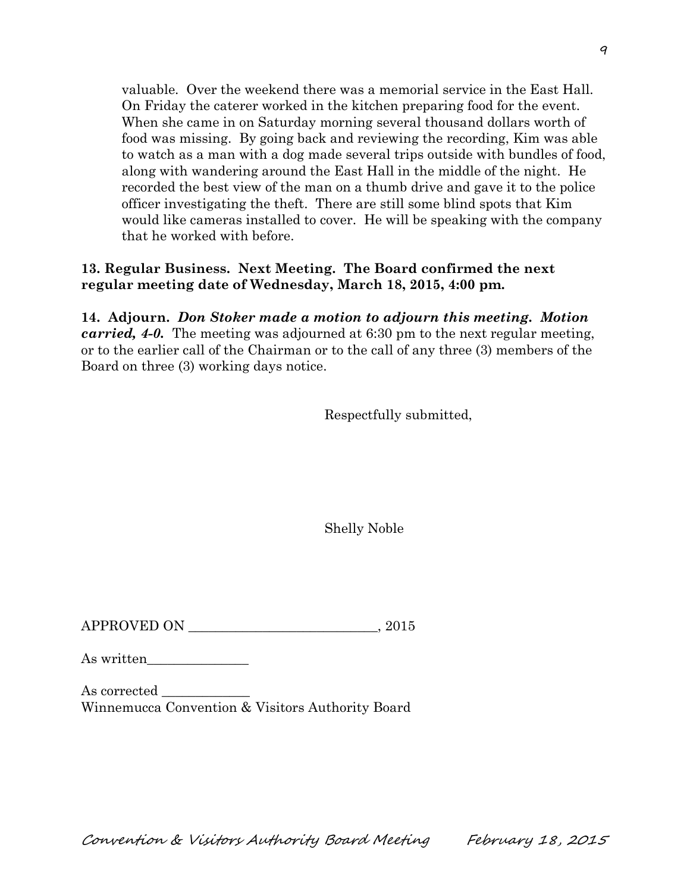valuable. Over the weekend there was a memorial service in the East Hall. On Friday the caterer worked in the kitchen preparing food for the event. When she came in on Saturday morning several thousand dollars worth of food was missing. By going back and reviewing the recording, Kim was able to watch as a man with a dog made several trips outside with bundles of food, along with wandering around the East Hall in the middle of the night. He recorded the best view of the man on a thumb drive and gave it to the police officer investigating the theft. There are still some blind spots that Kim would like cameras installed to cover. He will be speaking with the company that he worked with before.

**13. Regular Business. Next Meeting. The Board confirmed the next regular meeting date of Wednesday, March 18, 2015, 4:00 pm.**

**14. Adjourn.** ***Don Stoker made a motion to adjourn this meeting. Motion carried, 4-0.*** The meeting was adjourned at 6:30 pm to the next regular meeting, or to the earlier call of the Chairman or to the call of any three (3) members of the Board on three (3) working days notice.

Respectfully submitted,

Shelly Noble

APPROVED ON ___________________________, 2015

As written_______________

As corrected _____________

Winnemucca Convention & Visitors Authority Board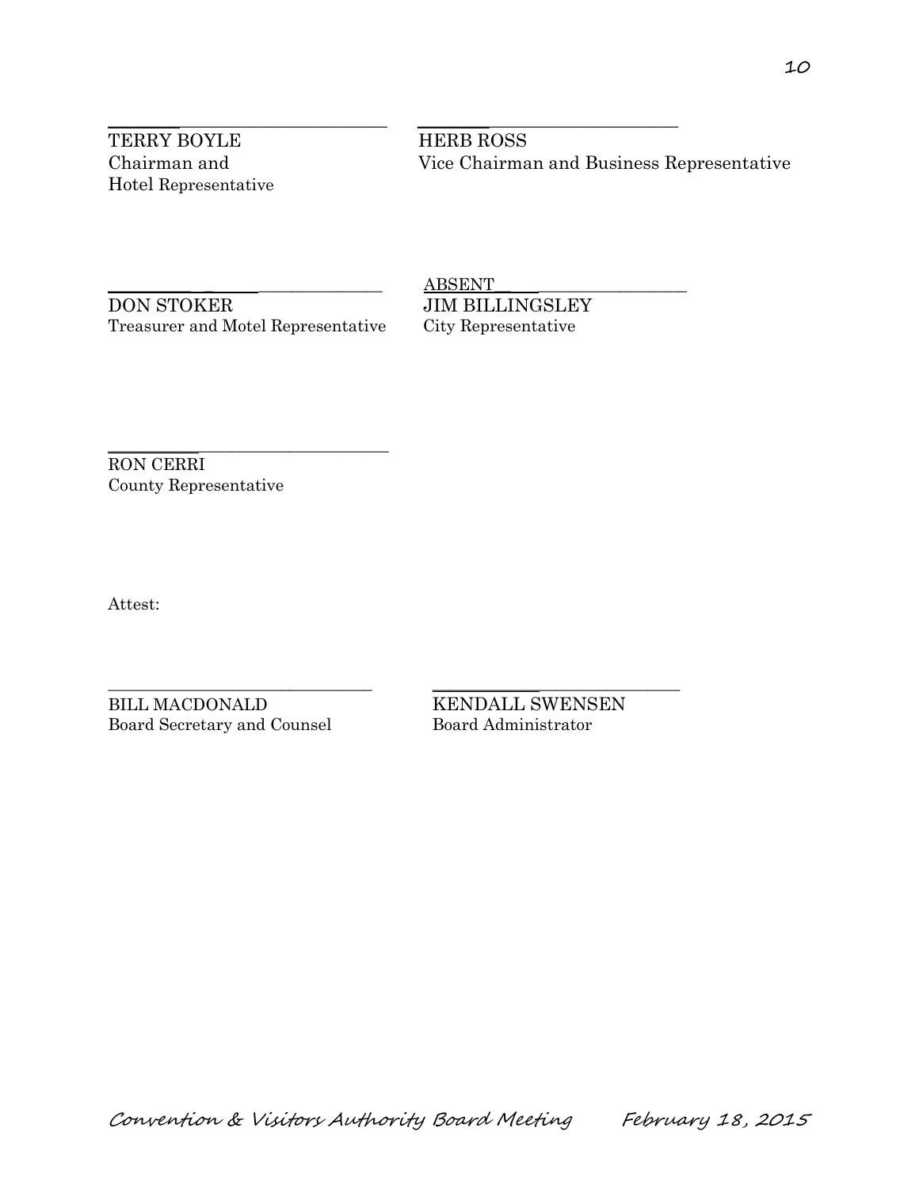_______________________________ TERRY BOYLE
Chairman and
Hotel Representative

_______________________________ HERB ROSS
Vice Chairman and Business Representative

_______________________________ DON STOKER
Treasurer and Motel Representative

ABSENT_______________________ JIM BILLINGSLEY
City Representative

_______________________________ RON CERRI
County Representative

Attest:

_______________________________ BILL MACDONALD
Board Secretary and Counsel

_______________________________ KENDALL SWENSEN
Board Administrator